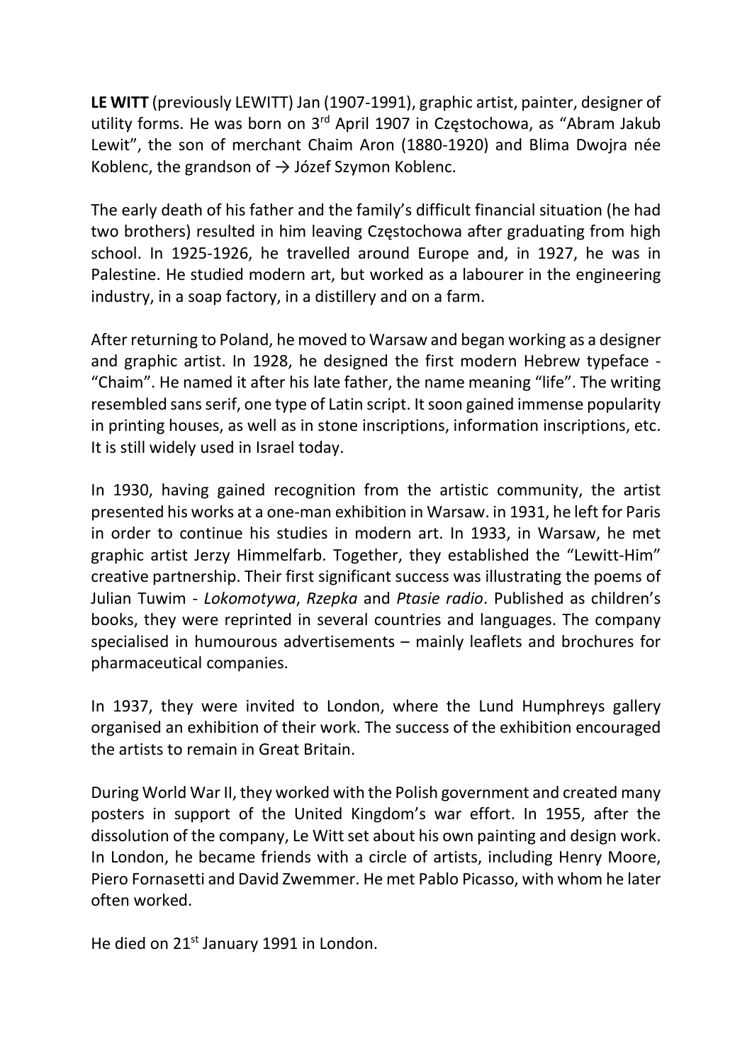**LE WITT** (previously LEWITT) Jan (1907-1991), graphic artist, painter, designer of utility forms. He was born on 3rd April 1907 in Częstochowa, as "Abram Jakub Lewit", the son of merchant Chaim Aron (1880-1920) and Blima Dwojra née Koblenc, the grandson of → Józef Szymon Koblenc.

The early death of his father and the family's difficult financial situation (he had two brothers) resulted in him leaving Częstochowa after graduating from high school. In 1925-1926, he travelled around Europe and, in 1927, he was in Palestine. He studied modern art, but worked as a labourer in the engineering industry, in a soap factory, in a distillery and on a farm.

After returning to Poland, he moved to Warsaw and began working as a designer and graphic artist. In 1928, he designed the first modern Hebrew typeface - "Chaim". He named it after his late father, the name meaning "life". The writing resembled sans serif, one type of Latin script. It soon gained immense popularity in printing houses, as well as in stone inscriptions, information inscriptions, etc. It is still widely used in Israel today.

In 1930, having gained recognition from the artistic community, the artist presented his works at a one-man exhibition in Warsaw. in 1931, he left for Paris in order to continue his studies in modern art. In 1933, in Warsaw, he met graphic artist Jerzy Himmelfarb. Together, they established the "Lewitt-Him" creative partnership. Their first significant success was illustrating the poems of Julian Tuwim - *Lokomotywa*, *Rzepka* and *Ptasie radio*. Published as children's books, they were reprinted in several countries and languages. The company specialised in humourous advertisements – mainly leaflets and brochures for pharmaceutical companies.

In 1937, they were invited to London, where the Lund Humphreys gallery organised an exhibition of their work. The success of the exhibition encouraged the artists to remain in Great Britain.

During World War II, they worked with the Polish government and created many posters in support of the United Kingdom's war effort. In 1955, after the dissolution of the company, Le Witt set about his own painting and design work. In London, he became friends with a circle of artists, including Henry Moore, Piero Fornasetti and David Zwemmer. He met Pablo Picasso, with whom he later often worked.

He died on 21st January 1991 in London.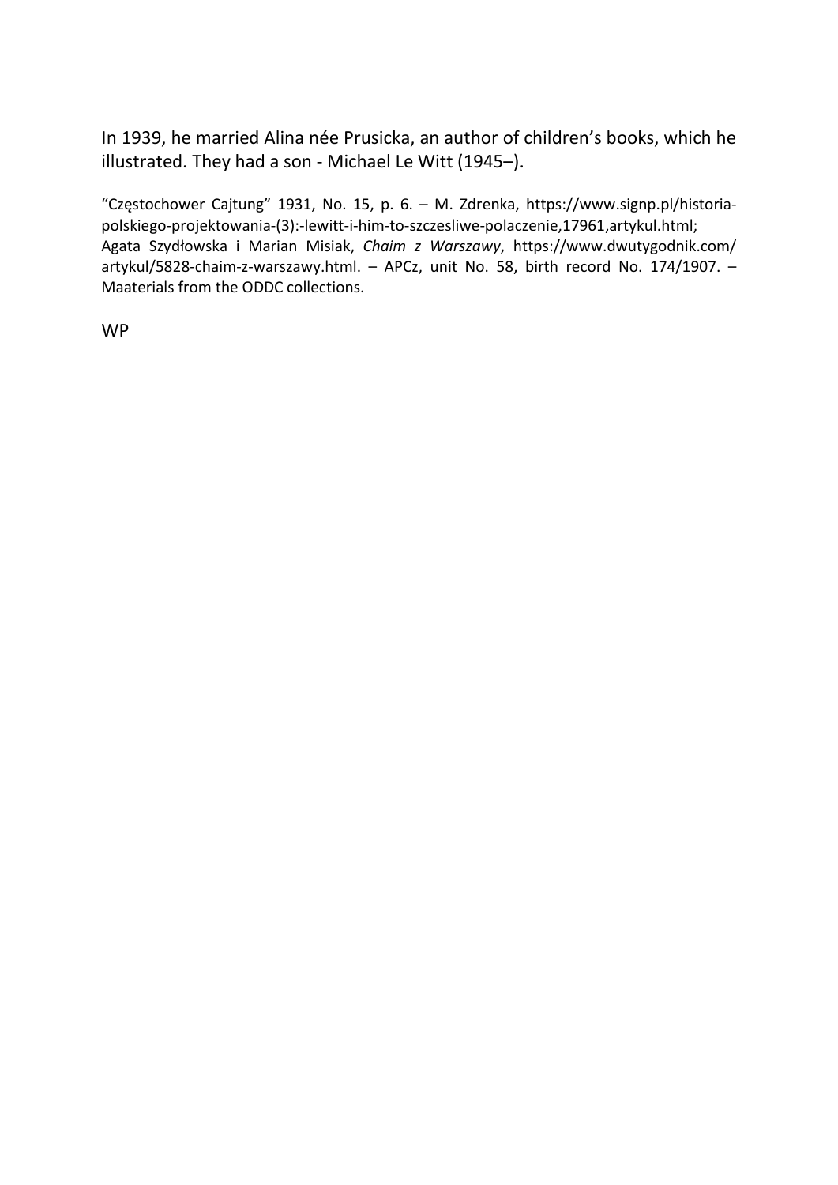In 1939, he married Alina née Prusicka, an author of children's books, which he illustrated. They had a son - Michael Le Witt (1945–).

"Częstochower Cajtung" 1931, No. 15, p. 6. – M. Zdrenka, https://www.signp.pl/historia-polskiego-projektowania-(3):-lewitt-i-him-to-szczesliwe-polaczenie,17961,artykul.html; Agata Szydłowska i Marian Misiak, *Chaim z Warszawy*, https://www.dwutygodnik.com/artykul/5828-chaim-z-warszawy.html. – APCz, unit No. 58, birth record No. 174/1907. – Maaterials from the ODDC collections.

WP